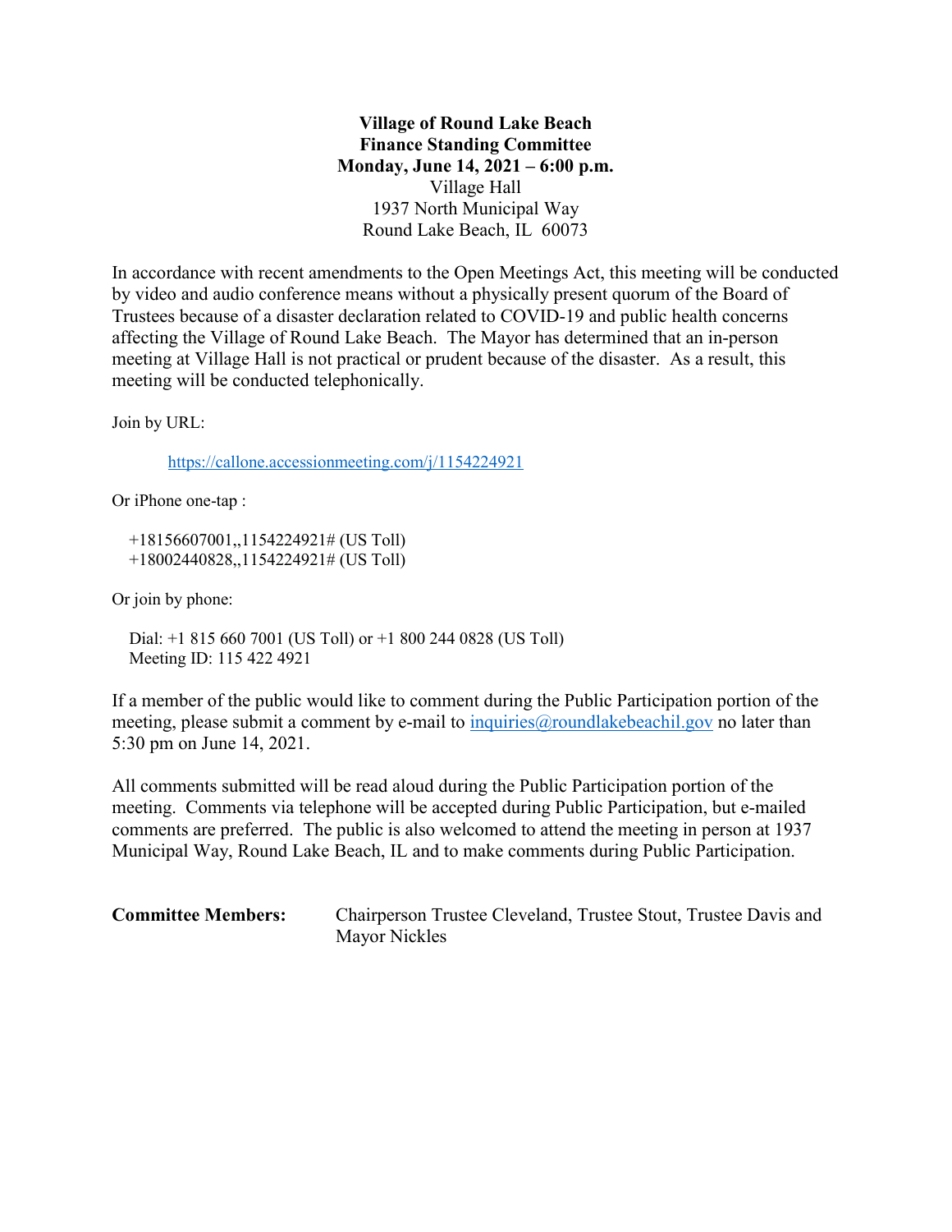**Village of Round Lake Beach**
**Finance Standing Committee**
**Monday, June 14, 2021 – 6:00 p.m.**
Village Hall
1937 North Municipal Way
Round Lake Beach, IL 60073

In accordance with recent amendments to the Open Meetings Act, this meeting will be conducted by video and audio conference means without a physically present quorum of the Board of Trustees because of a disaster declaration related to COVID-19 and public health concerns affecting the Village of Round Lake Beach. The Mayor has determined that an in-person meeting at Village Hall is not practical or prudent because of the disaster. As a result, this meeting will be conducted telephonically.

Join by URL:

https://callone.accessionmeeting.com/j/1154224921

Or iPhone one-tap :

+18156607001,,1154224921# (US Toll)
+18002440828,,1154224921# (US Toll)

Or join by phone:

Dial: +1 815 660 7001 (US Toll) or +1 800 244 0828 (US Toll)
Meeting ID: 115 422 4921

If a member of the public would like to comment during the Public Participation portion of the meeting, please submit a comment by e-mail to inquiries@roundlakebeachil.gov no later than 5:30 pm on June 14, 2021.

All comments submitted will be read aloud during the Public Participation portion of the meeting. Comments via telephone will be accepted during Public Participation, but e-mailed comments are preferred. The public is also welcomed to attend the meeting in person at 1937 Municipal Way, Round Lake Beach, IL and to make comments during Public Participation.

**Committee Members:** Chairperson Trustee Cleveland, Trustee Stout, Trustee Davis and Mayor Nickles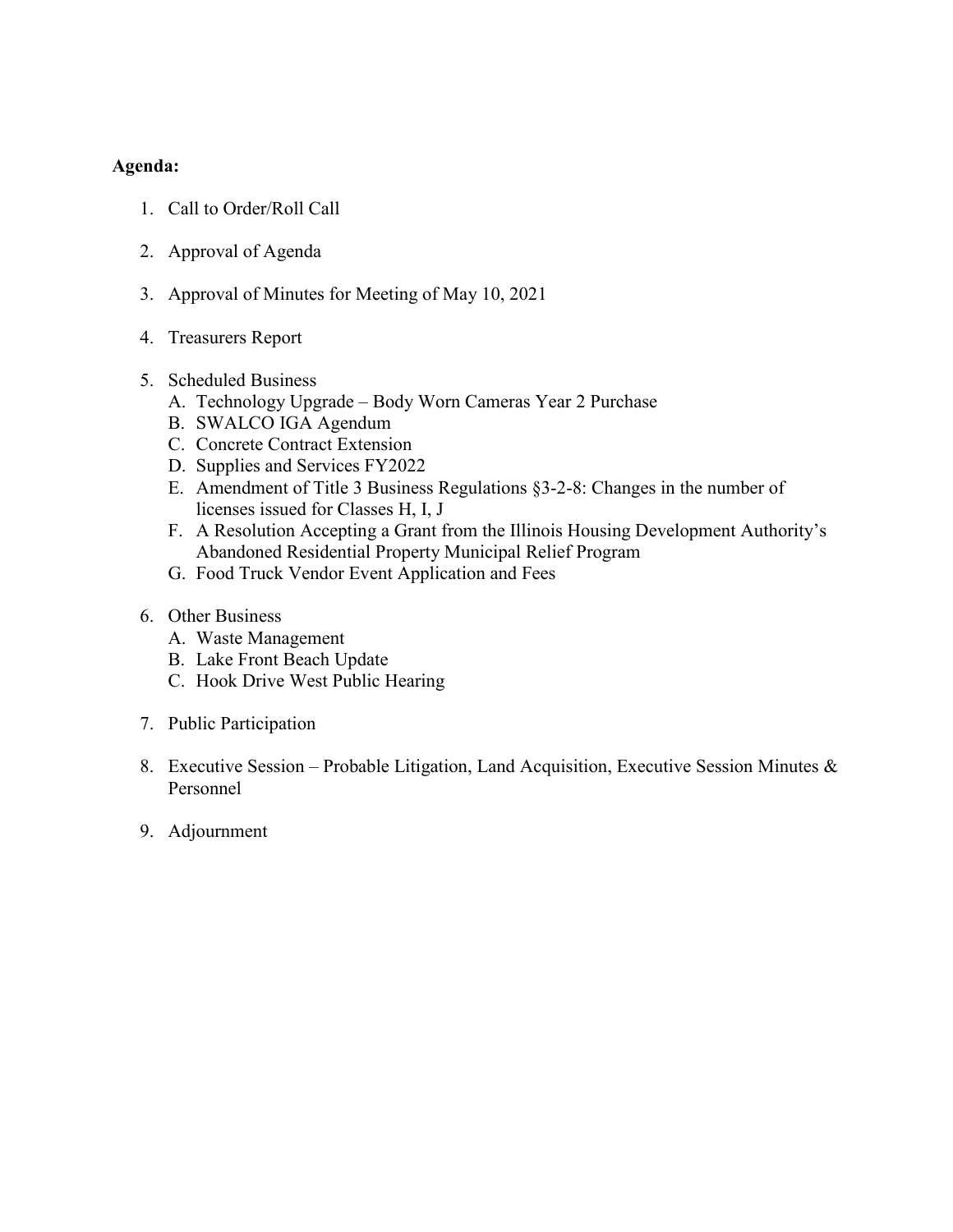**Agenda:**

1. Call to Order/Roll Call
2. Approval of Agenda
3. Approval of Minutes for Meeting of May 10, 2021
4. Treasurers Report
5. Scheduled Business
   A. Technology Upgrade – Body Worn Cameras Year 2 Purchase
   B. SWALCO IGA Agendum
   C. Concrete Contract Extension
   D. Supplies and Services FY2022
   E. Amendment of Title 3 Business Regulations §3-2-8: Changes in the number of licenses issued for Classes H, I, J
   F. A Resolution Accepting a Grant from the Illinois Housing Development Authority's Abandoned Residential Property Municipal Relief Program
   G. Food Truck Vendor Event Application and Fees
6. Other Business
   A. Waste Management
   B. Lake Front Beach Update
   C. Hook Drive West Public Hearing
7. Public Participation
8. Executive Session – Probable Litigation, Land Acquisition, Executive Session Minutes & Personnel
9. Adjournment